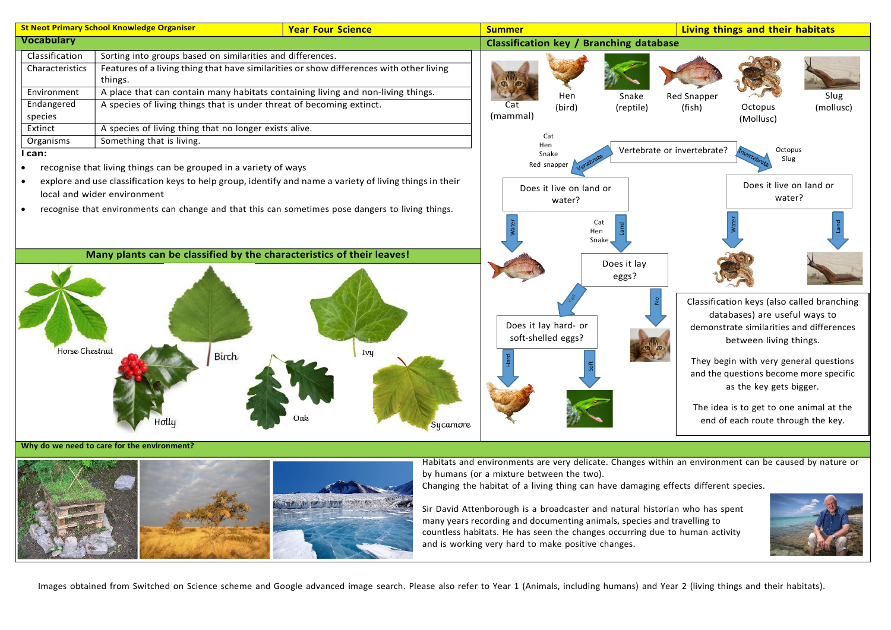**St Neot Primary School Knowledge Organiser** | **Year Four Science** | **Summer** | **Living things and their habitats**

## Vocabulary

| | |
|---|---|
| Classification | Sorting into groups based on similarities and differences. |
| Characteristics | Features of a living thing that have similarities or show differences with other living things. |
| Environment | A place that can contain many habitats containing living and non-living things. |
| Endangered species | A species of living things that is under threat of becoming extinct. |
| Extinct | A species of living thing that no longer exists alive. |
| Organisms | Something that is living. |

**I can:**

- recognise that living things can be grouped in a variety of ways
- explore and use classification keys to help group, identify and name a variety of living things in their local and wider environment
- recognise that environments can change and that this can sometimes pose dangers to living things.

## Many plants can be classified by the characteristics of their leaves!

Horse Chestnut, Birch, Ivy, Holly, Oak, Sycamore

## Classification key / Branching database

Cat (mammal), Hen (bird), Snake (reptile), Red Snapper (fish), Octopus (Mollusc), Slug (mollusc)

Vertebrate or invertebrate?

- Vertebrate (Cat, Hen, Snake, Red snapper): Does it live on land or water?
  - Water: Red snapper
  - Land (Cat, Hen, Snake): Does it lay eggs?
    - Yes: Does it lay hard- or soft-shelled eggs?
      - Hard: Hen
      - Soft: Snake
    - No: Cat
- Invertebrate (Octopus, Slug): Does it live on land or water?
  - Water: Octopus
  - Land: Slug

Classification keys (also called branching databases) are useful ways to demonstrate similarities and differences between living things.

They begin with very general questions and the questions become more specific as the key gets bigger.

The idea is to get to one animal at the end of each route through the key.

## Why do we need to care for the environment?

Habitats and environments are very delicate. Changes within an environment can be caused by nature or by humans (or a mixture between the two).
Changing the habitat of a living thing can have damaging effects different species.

Sir David Attenborough is a broadcaster and natural historian who has spent many years recording and documenting animals, species and travelling to countless habitats. He has seen the changes occurring due to human activity and is working very hard to make positive changes.

Images obtained from Switched on Science scheme and Google advanced image search. Please also refer to Year 1 (Animals, including humans) and Year 2 (living things and their habitats).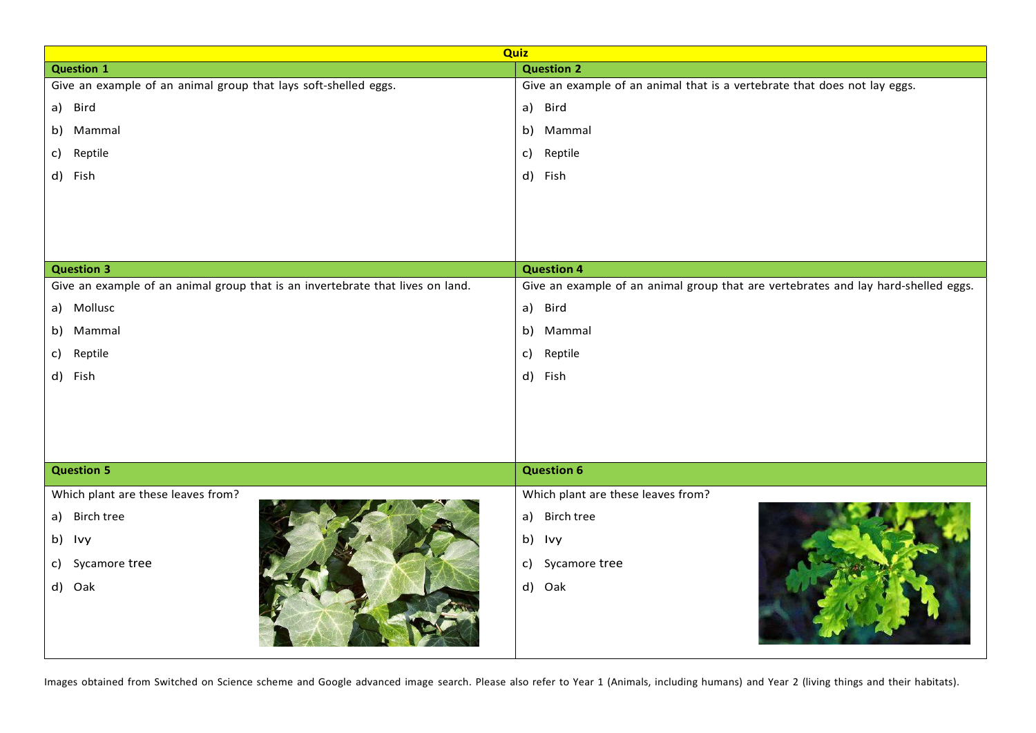# Quiz

## Question 1

Give an example of an animal group that lays soft-shelled eggs.

a) Bird
b) Mammal
c) Reptile
d) Fish

## Question 2

Give an example of an animal that is a vertebrate that does not lay eggs.

a) Bird
b) Mammal
c) Reptile
d) Fish

## Question 3

Give an example of an animal group that is an invertebrate that lives on land.

a) Mollusc
b) Mammal
c) Reptile
d) Fish

## Question 4

Give an example of an animal group that are vertebrates and lay hard-shelled eggs.

a) Bird
b) Mammal
c) Reptile
d) Fish

## Question 5

Which plant are these leaves from?

a) Birch tree
b) Ivy
c) Sycamore tree
d) Oak

## Question 6

Which plant are these leaves from?

a) Birch tree
b) Ivy
c) Sycamore tree
d) Oak

Images obtained from Switched on Science scheme and Google advanced image search. Please also refer to Year 1 (Animals, including humans) and Year 2 (living things and their habitats).